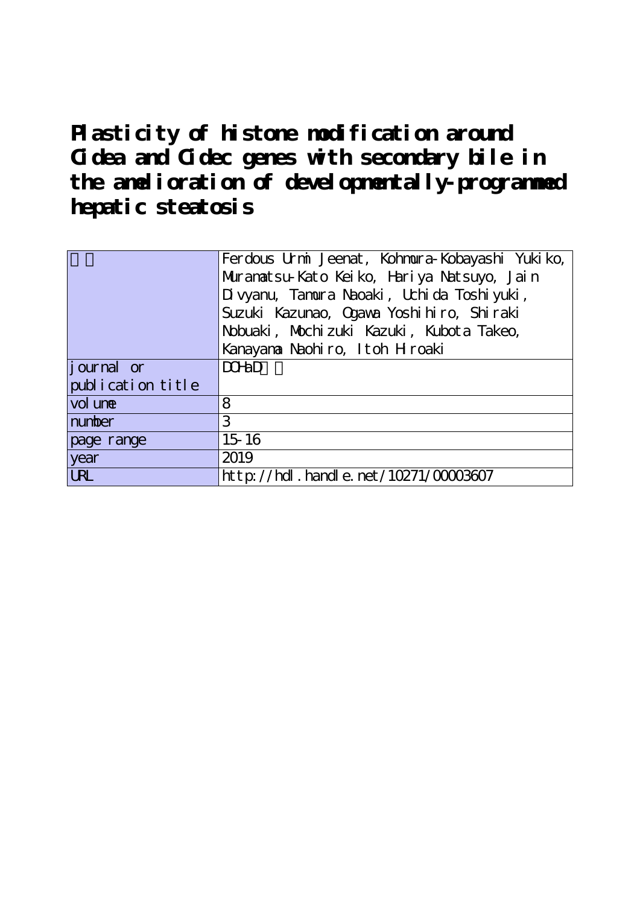# Plasticity of histone modification around Cidea and Cidec genes with secondary bile in the amelioration of developmentally-programmed hepatic steatosis

| 著者 | Ferdous Urmi Jeenat, Kohmura-Kobayashi Yukiko, Muramatsu-Kato Keiko, Hariya Natsuyo, Jain Divyanu, Tamura Naoaki, Uchida Toshiyuki, Suzuki Kazunao, Ogawa Yoshihiro, Shiraki Nobuaki, Mochizuki Kazuki, Kubota Takeo, Kanayama Naohiro, Itoh Hiroaki |
| --- | --- |
| journal or publication title | DOHaD研究 |
| volume | 8 |
| number | 3 |
| page range | 15-16 |
| year | 2019 |
| URL | http://hdl.handle.net/10271/00003607 |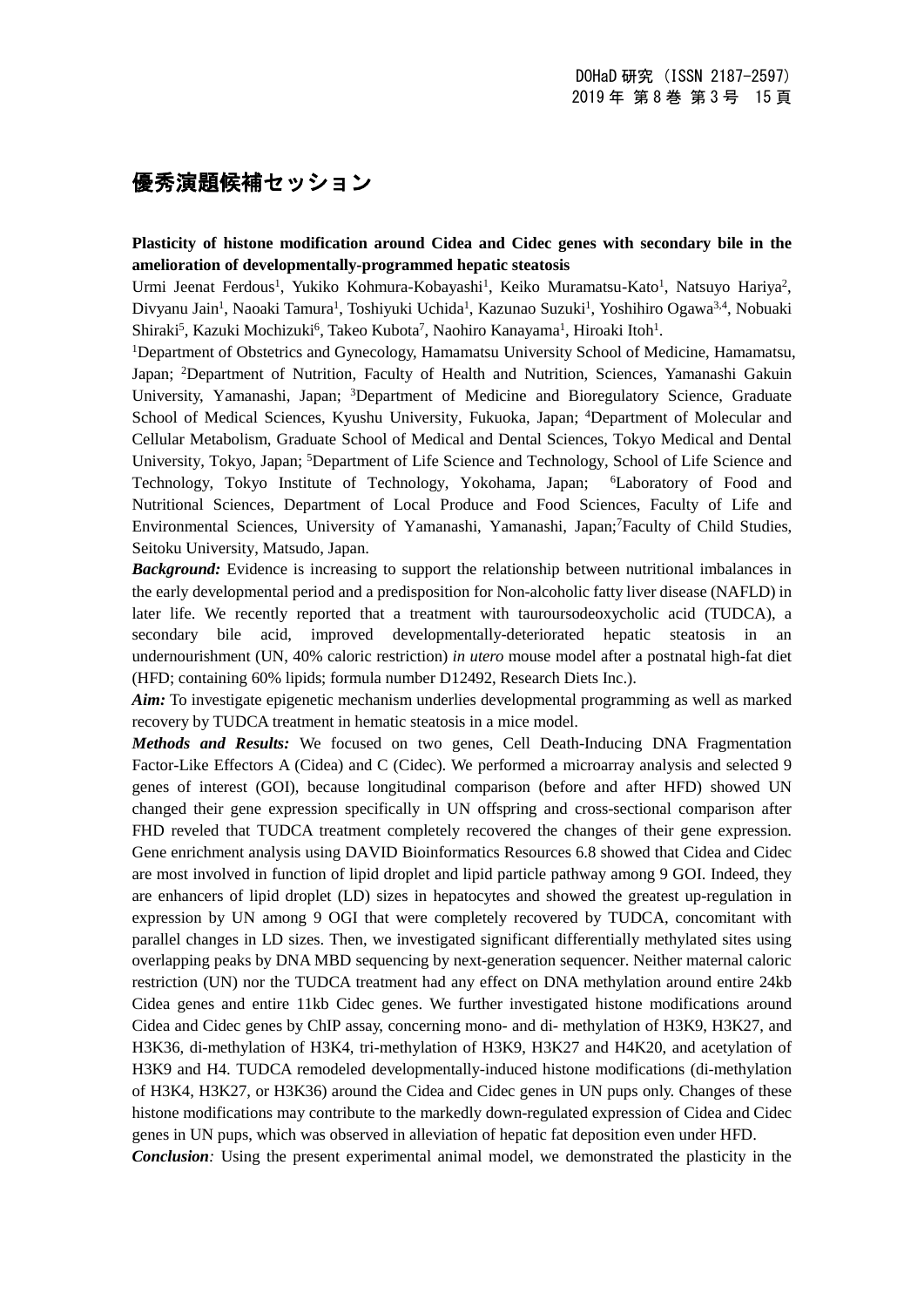## 優秀演題候補セッション

**Plasticity of histone modification around Cidea and Cidec genes with secondary bile in the amelioration of developmentally-programmed hepatic steatosis**

Urmi Jeenat Ferdous[1], Yukiko Kohmura-Kobayashi[1], Keiko Muramatsu-Kato[1], Natsuyo Hariya[2], Divyanu Jain[1], Naoaki Tamura[1], Toshiyuki Uchida[1], Kazunao Suzuki[1], Yoshihiro Ogawa[3,4], Nobuaki Shiraki[5], Kazuki Mochizuki[6], Takeo Kubota[7], Naohiro Kanayama[1], Hiroaki Itoh[1].

[1]Department of Obstetrics and Gynecology, Hamamatsu University School of Medicine, Hamamatsu, Japan; [2]Department of Nutrition, Faculty of Health and Nutrition, Sciences, Yamanashi Gakuin University, Yamanashi, Japan; [3]Department of Medicine and Bioregulatory Science, Graduate School of Medical Sciences, Kyushu University, Fukuoka, Japan; [4]Department of Molecular and Cellular Metabolism, Graduate School of Medical and Dental Sciences, Tokyo Medical and Dental University, Tokyo, Japan; [5]Department of Life Science and Technology, School of Life Science and Technology, Tokyo Institute of Technology, Yokohama, Japan; [6]Laboratory of Food and Nutritional Sciences, Department of Local Produce and Food Sciences, Faculty of Life and Environmental Sciences, University of Yamanashi, Yamanashi, Japan;[7]Faculty of Child Studies, Seitoku University, Matsudo, Japan.

***Background:*** Evidence is increasing to support the relationship between nutritional imbalances in the early developmental period and a predisposition for Non-alcoholic fatty liver disease (NAFLD) in later life. We recently reported that a treatment with tauroursodeoxycholic acid (TUDCA), a secondary bile acid, improved developmentally-deteriorated hepatic steatosis in an undernourishment (UN, 40% caloric restriction) *in utero* mouse model after a postnatal high-fat diet (HFD; containing 60% lipids; formula number D12492, Research Diets Inc.).

***Aim:*** To investigate epigenetic mechanism underlies developmental programming as well as marked recovery by TUDCA treatment in hematic steatosis in a mice model.

***Methods and Results:*** We focused on two genes, Cell Death-Inducing DNA Fragmentation Factor-Like Effectors A (Cidea) and C (Cidec). We performed a microarray analysis and selected 9 genes of interest (GOI), because longitudinal comparison (before and after HFD) showed UN changed their gene expression specifically in UN offspring and cross-sectional comparison after FHD reveled that TUDCA treatment completely recovered the changes of their gene expression. Gene enrichment analysis using DAVID Bioinformatics Resources 6.8 showed that Cidea and Cidec are most involved in function of lipid droplet and lipid particle pathway among 9 GOI. Indeed, they are enhancers of lipid droplet (LD) sizes in hepatocytes and showed the greatest up-regulation in expression by UN among 9 OGI that were completely recovered by TUDCA, concomitant with parallel changes in LD sizes. Then, we investigated significant differentially methylated sites using overlapping peaks by DNA MBD sequencing by next-generation sequencer. Neither maternal caloric restriction (UN) nor the TUDCA treatment had any effect on DNA methylation around entire 24kb Cidea genes and entire 11kb Cidec genes. We further investigated histone modifications around Cidea and Cidec genes by ChIP assay, concerning mono- and di- methylation of H3K9, H3K27, and H3K36, di-methylation of H3K4, tri-methylation of H3K9, H3K27 and H4K20, and acetylation of H3K9 and H4. TUDCA remodeled developmentally-induced histone modifications (di-methylation of H3K4, H3K27, or H3K36) around the Cidea and Cidec genes in UN pups only. Changes of these histone modifications may contribute to the markedly down-regulated expression of Cidea and Cidec genes in UN pups, which was observed in alleviation of hepatic fat deposition even under HFD.

***Conclusion****:* Using the present experimental animal model, we demonstrated the plasticity in the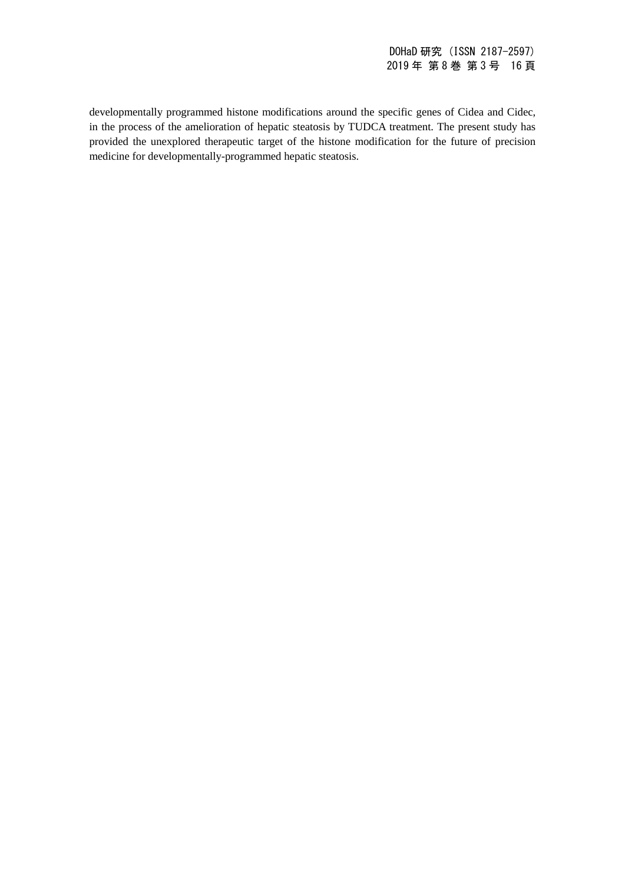developmentally programmed histone modifications around the specific genes of Cidea and Cidec, in the process of the amelioration of hepatic steatosis by TUDCA treatment. The present study has provided the unexplored therapeutic target of the histone modification for the future of precision medicine for developmentally-programmed hepatic steatosis.